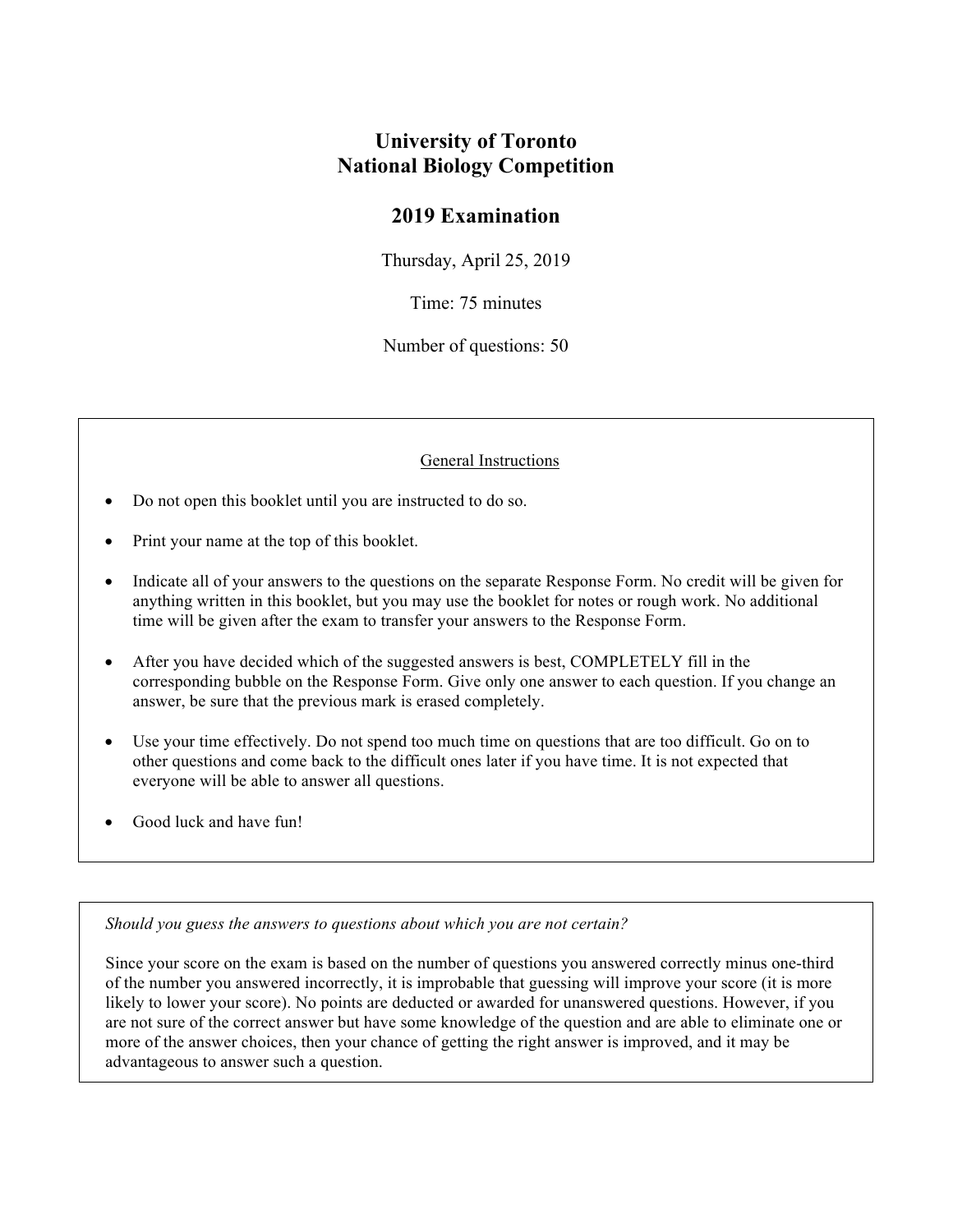# University of Toronto
# National Biology Competition

## 2019 Examination

Thursday, April 25, 2019

Time: 75 minutes

Number of questions: 50

General Instructions

- Do not open this booklet until you are instructed to do so.
- Print your name at the top of this booklet.
- Indicate all of your answers to the questions on the separate Response Form. No credit will be given for anything written in this booklet, but you may use the booklet for notes or rough work. No additional time will be given after the exam to transfer your answers to the Response Form.
- After you have decided which of the suggested answers is best, COMPLETELY fill in the corresponding bubble on the Response Form. Give only one answer to each question. If you change an answer, be sure that the previous mark is erased completely.
- Use your time effectively. Do not spend too much time on questions that are too difficult. Go on to other questions and come back to the difficult ones later if you have time. It is not expected that everyone will be able to answer all questions.
- Good luck and have fun!

*Should you guess the answers to questions about which you are not certain?*

Since your score on the exam is based on the number of questions you answered correctly minus one-third of the number you answered incorrectly, it is improbable that guessing will improve your score (it is more likely to lower your score). No points are deducted or awarded for unanswered questions. However, if you are not sure of the correct answer but have some knowledge of the question and are able to eliminate one or more of the answer choices, then your chance of getting the right answer is improved, and it may be advantageous to answer such a question.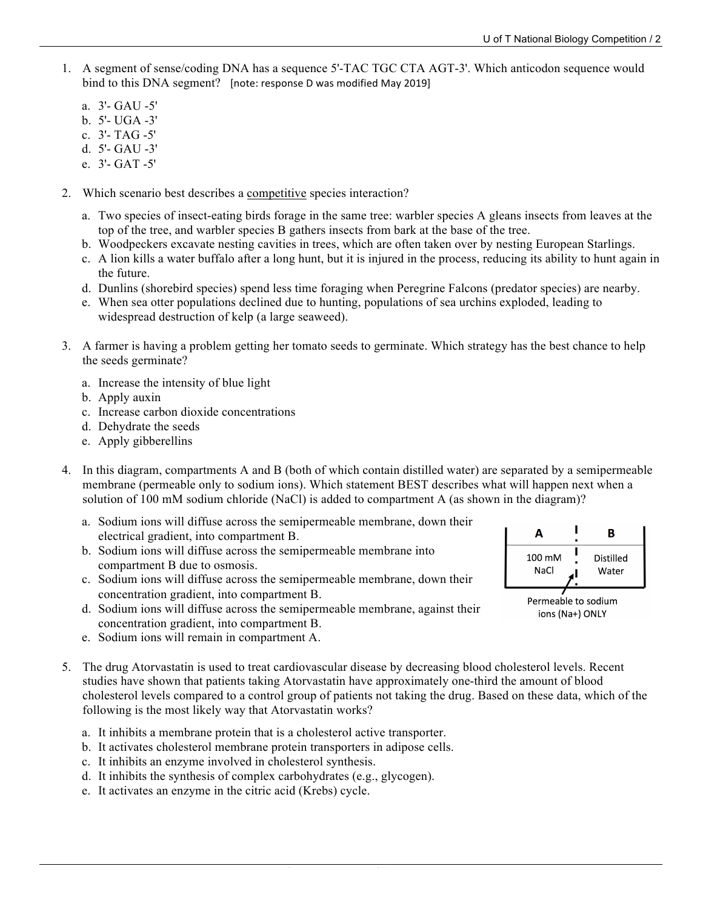1. A segment of sense/coding DNA has a sequence 5'-TAC TGC CTA AGT-3'. Which anticodon sequence would bind to this DNA segment? [note: response D was modified May 2019]

   a. 3'- GAU -5'
   b. 5'- UGA -3'
   c. 3'- TAG -5'
   d. 5'- GAU -3'
   e. 3'- GAT -5'

2. Which scenario best describes a competitive species interaction?

   a. Two species of insect-eating birds forage in the same tree: warbler species A gleans insects from leaves at the top of the tree, and warbler species B gathers insects from bark at the base of the tree.
   b. Woodpeckers excavate nesting cavities in trees, which are often taken over by nesting European Starlings.
   c. A lion kills a water buffalo after a long hunt, but it is injured in the process, reducing its ability to hunt again in the future.
   d. Dunlins (shorebird species) spend less time foraging when Peregrine Falcons (predator species) are nearby.
   e. When sea otter populations declined due to hunting, populations of sea urchins exploded, leading to widespread destruction of kelp (a large seaweed).

3. A farmer is having a problem getting her tomato seeds to germinate. Which strategy has the best chance to help the seeds germinate?

   a. Increase the intensity of blue light
   b. Apply auxin
   c. Increase carbon dioxide concentrations
   d. Dehydrate the seeds
   e. Apply gibberellins

4. In this diagram, compartments A and B (both of which contain distilled water) are separated by a semipermeable membrane (permeable only to sodium ions). Which statement BEST describes what will happen next when a solution of 100 mM sodium chloride (NaCl) is added to compartment A (as shown in the diagram)?

   a. Sodium ions will diffuse across the semipermeable membrane, down their electrical gradient, into compartment B.
   b. Sodium ions will diffuse across the semipermeable membrane into compartment B due to osmosis.
   c. Sodium ions will diffuse across the semipermeable membrane, down their concentration gradient, into compartment B.
   d. Sodium ions will diffuse across the semipermeable membrane, against their concentration gradient, into compartment B.
   e. Sodium ions will remain in compartment A.

   | A | B |
   |---|---|
   | 100 mM NaCl | Distilled Water |

   Permeable to sodium ions ($Na^+$) ONLY

5. The drug Atorvastatin is used to treat cardiovascular disease by decreasing blood cholesterol levels. Recent studies have shown that patients taking Atorvastatin have approximately one-third the amount of blood cholesterol levels compared to a control group of patients not taking the drug. Based on these data, which of the following is the most likely way that Atorvastatin works?

   a. It inhibits a membrane protein that is a cholesterol active transporter.
   b. It activates cholesterol membrane protein transporters in adipose cells.
   c. It inhibits an enzyme involved in cholesterol synthesis.
   d. It inhibits the synthesis of complex carbohydrates (e.g., glycogen).
   e. It activates an enzyme in the citric acid (Krebs) cycle.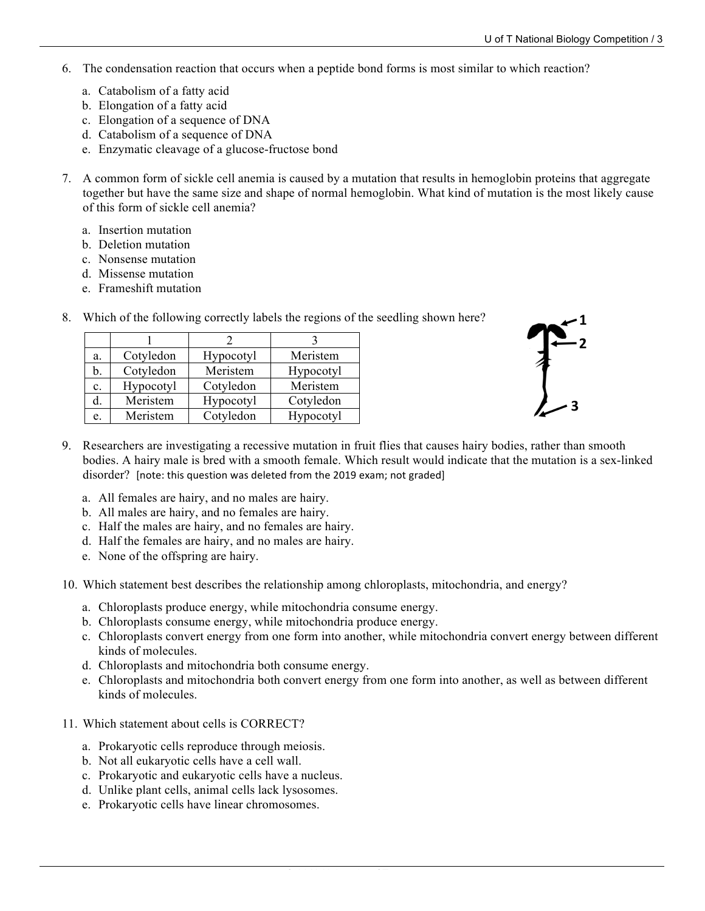6. The condensation reaction that occurs when a peptide bond forms is most similar to which reaction?

   a. Catabolism of a fatty acid
   b. Elongation of a fatty acid
   c. Elongation of a sequence of DNA
   d. Catabolism of a sequence of DNA
   e. Enzymatic cleavage of a glucose-fructose bond

7. A common form of sickle cell anemia is caused by a mutation that results in hemoglobin proteins that aggregate together but have the same size and shape of normal hemoglobin. What kind of mutation is the most likely cause of this form of sickle cell anemia?

   a. Insertion mutation
   b. Deletion mutation
   c. Nonsense mutation
   d. Missense mutation
   e. Frameshift mutation

8. Which of the following correctly labels the regions of the seedling shown here?

|  | 1 | 2 | 3 |
|---|---|---|---|
| a. | Cotyledon | Hypocotyl | Meristem |
| b. | Cotyledon | Meristem | Hypocotyl |
| c. | Hypocotyl | Cotyledon | Meristem |
| d. | Meristem | Hypocotyl | Cotyledon |
| e. | Meristem | Cotyledon | Hypocotyl |

9. Researchers are investigating a recessive mutation in fruit flies that causes hairy bodies, rather than smooth bodies. A hairy male is bred with a smooth female. Which result would indicate that the mutation is a sex-linked disorder? [note: this question was deleted from the 2019 exam; not graded]

   a. All females are hairy, and no males are hairy.
   b. All males are hairy, and no females are hairy.
   c. Half the males are hairy, and no females are hairy.
   d. Half the females are hairy, and no males are hairy.
   e. None of the offspring are hairy.

10. Which statement best describes the relationship among chloroplasts, mitochondria, and energy?

    a. Chloroplasts produce energy, while mitochondria consume energy.
    b. Chloroplasts consume energy, while mitochondria produce energy.
    c. Chloroplasts convert energy from one form into another, while mitochondria convert energy between different kinds of molecules.
    d. Chloroplasts and mitochondria both consume energy.
    e. Chloroplasts and mitochondria both convert energy from one form into another, as well as between different kinds of molecules.

11. Which statement about cells is CORRECT?

    a. Prokaryotic cells reproduce through meiosis.
    b. Not all eukaryotic cells have a cell wall.
    c. Prokaryotic and eukaryotic cells have a nucleus.
    d. Unlike plant cells, animal cells lack lysosomes.
    e. Prokaryotic cells have linear chromosomes.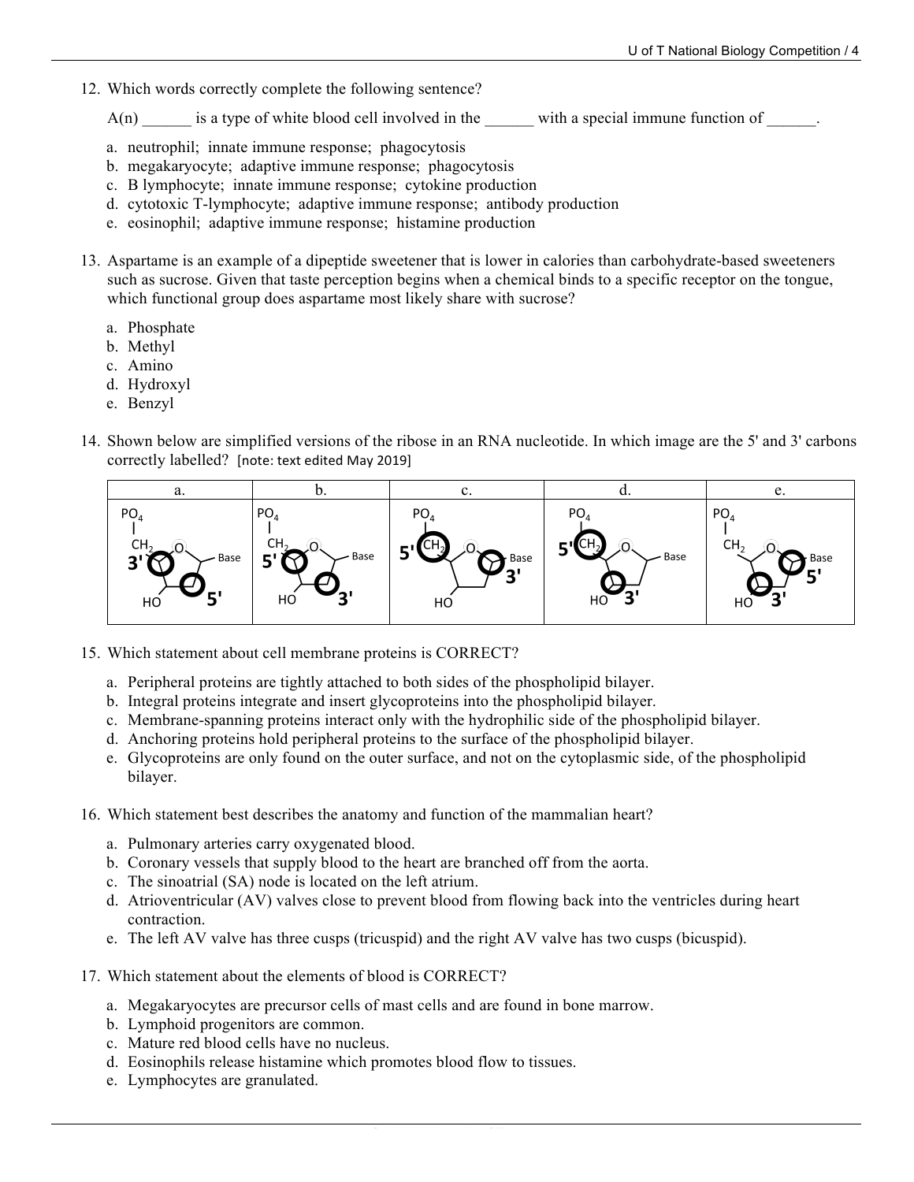12. Which words correctly complete the following sentence?

    A(n) ______ is a type of white blood cell involved in the ______ with a special immune function of ______.

    a. neutrophil; innate immune response; phagocytosis
    b. megakaryocyte; adaptive immune response; phagocytosis
    c. B lymphocyte; innate immune response; cytokine production
    d. cytotoxic T-lymphocyte; adaptive immune response; antibody production
    e. eosinophil; adaptive immune response; histamine production

13. Aspartame is an example of a dipeptide sweetener that is lower in calories than carbohydrate-based sweeteners such as sucrose. Given that taste perception begins when a chemical binds to a specific receptor on the tongue, which functional group does aspartame most likely share with sucrose?

    a. Phosphate
    b. Methyl
    c. Amino
    d. Hydroxyl
    e. Benzyl

14. Shown below are simplified versions of the ribose in an RNA nucleotide. In which image are the 5' and 3' carbons correctly labelled? [note: text edited May 2019]

| a. | b. | c. | d. | e. |
|---|---|---|---|---|
| $PO_4$ – $CH_2$ – ring with O – Base; HO; labels: 3' (carbon below $CH_2$), 5' (carbon at lower right) | $PO_4$ – $CH_2$ – ring with O – Base; HO; labels: 5' (carbon below $CH_2$), 3' (carbon at lower right) | $PO_4$ – $CH_2$ – ring with O – Base; HO; labels: 5' ($CH_2$), 3' (carbon attached to Base) | $PO_4$ – $CH_2$ – ring with O – Base; HO; labels: 5' ($CH_2$), 3' (carbon attached to HO) | $PO_4$ – $CH_2$ – ring with O – Base; HO; labels: 5' (carbon attached to Base), 3' (carbon attached to HO) |

15. Which statement about cell membrane proteins is CORRECT?

    a. Peripheral proteins are tightly attached to both sides of the phospholipid bilayer.
    b. Integral proteins integrate and insert glycoproteins into the phospholipid bilayer.
    c. Membrane-spanning proteins interact only with the hydrophilic side of the phospholipid bilayer.
    d. Anchoring proteins hold peripheral proteins to the surface of the phospholipid bilayer.
    e. Glycoproteins are only found on the outer surface, and not on the cytoplasmic side, of the phospholipid bilayer.

16. Which statement best describes the anatomy and function of the mammalian heart?

    a. Pulmonary arteries carry oxygenated blood.
    b. Coronary vessels that supply blood to the heart are branched off from the aorta.
    c. The sinoatrial (SA) node is located on the left atrium.
    d. Atrioventricular (AV) valves close to prevent blood from flowing back into the ventricles during heart contraction.
    e. The left AV valve has three cusps (tricuspid) and the right AV valve has two cusps (bicuspid).

17. Which statement about the elements of blood is CORRECT?

    a. Megakaryocytes are precursor cells of mast cells and are found in bone marrow.
    b. Lymphoid progenitors are common.
    c. Mature red blood cells have no nucleus.
    d. Eosinophils release histamine which promotes blood flow to tissues.
    e. Lymphocytes are granulated.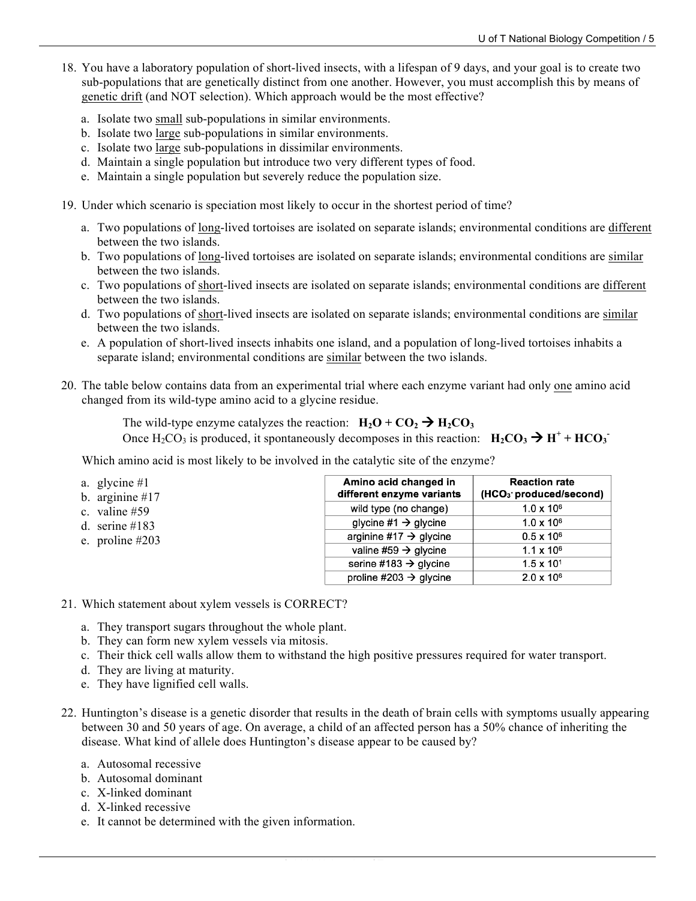18. You have a laboratory population of short-lived insects, with a lifespan of 9 days, and your goal is to create two sub-populations that are genetically distinct from one another. However, you must accomplish this by means of genetic drift (and NOT selection). Which approach would be the most effective?

    a. Isolate two small sub-populations in similar environments.
    b. Isolate two large sub-populations in similar environments.
    c. Isolate two large sub-populations in dissimilar environments.
    d. Maintain a single population but introduce two very different types of food.
    e. Maintain a single population but severely reduce the population size.

19. Under which scenario is speciation most likely to occur in the shortest period of time?

    a. Two populations of long-lived tortoises are isolated on separate islands; environmental conditions are different between the two islands.
    b. Two populations of long-lived tortoises are isolated on separate islands; environmental conditions are similar between the two islands.
    c. Two populations of short-lived insects are isolated on separate islands; environmental conditions are different between the two islands.
    d. Two populations of short-lived insects are isolated on separate islands; environmental conditions are similar between the two islands.
    e. A population of short-lived insects inhabits one island, and a population of long-lived tortoises inhabits a separate island; environmental conditions are similar between the two islands.

20. The table below contains data from an experimental trial where each enzyme variant had only one amino acid changed from its wild-type amino acid to a glycine residue.

    The wild-type enzyme catalyzes the reaction: $H_2O + CO_2 \rightarrow H_2CO_3$
    Once $H_2CO_3$ is produced, it spontaneously decomposes in this reaction: $H_2CO_3 \rightarrow H^+ + HCO_3^-$

    Which amino acid is most likely to be involved in the catalytic site of the enzyme?

    a. glycine #1
    b. arginine #17
    c. valine #59
    d. serine #183
    e. proline #203

| Amino acid changed in different enzyme variants | Reaction rate ($HCO_3^-$ produced/second) |
|---|---|
| wild type (no change) | $1.0 \times 10^6$ |
| glycine #1 → glycine | $1.0 \times 10^6$ |
| arginine #17 → glycine | $0.5 \times 10^6$ |
| valine #59 → glycine | $1.1 \times 10^6$ |
| serine #183 → glycine | $1.5 \times 10^1$ |
| proline #203 → glycine | $2.0 \times 10^6$ |

21. Which statement about xylem vessels is CORRECT?

    a. They transport sugars throughout the whole plant.
    b. They can form new xylem vessels via mitosis.
    c. Their thick cell walls allow them to withstand the high positive pressures required for water transport.
    d. They are living at maturity.
    e. They have lignified cell walls.

22. Huntington's disease is a genetic disorder that results in the death of brain cells with symptoms usually appearing between 30 and 50 years of age. On average, a child of an affected person has a 50% chance of inheriting the disease. What kind of allele does Huntington's disease appear to be caused by?

    a. Autosomal recessive
    b. Autosomal dominant
    c. X-linked dominant
    d. X-linked recessive
    e. It cannot be determined with the given information.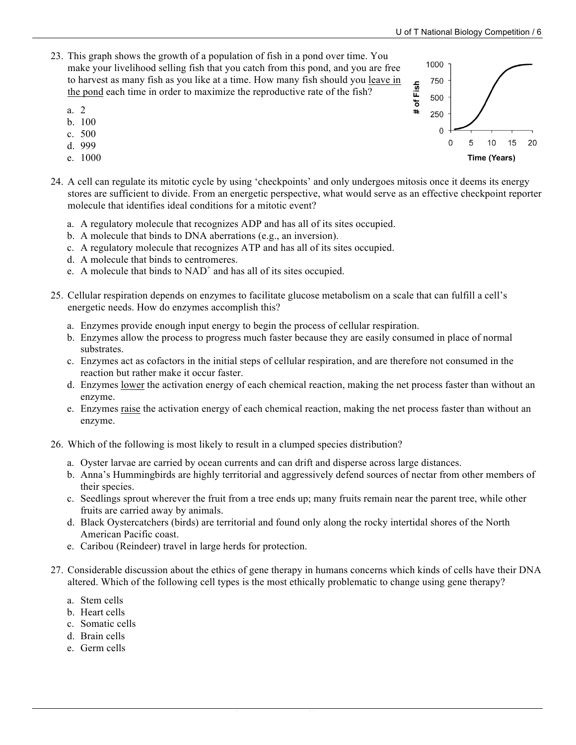23. This graph shows the growth of a population of fish in a pond over time. You make your livelihood selling fish that you catch from this pond, and you are free to harvest as many fish as you like at a time. How many fish should you leave in the pond each time in order to maximize the reproductive rate of the fish?

    a. 2
    b. 100
    c. 500
    d. 999
    e. 1000

24. A cell can regulate its mitotic cycle by using 'checkpoints' and only undergoes mitosis once it deems its energy stores are sufficient to divide. From an energetic perspective, what would serve as an effective checkpoint reporter molecule that identifies ideal conditions for a mitotic event?

    a. A regulatory molecule that recognizes ADP and has all of its sites occupied.
    b. A molecule that binds to DNA aberrations (e.g., an inversion).
    c. A regulatory molecule that recognizes ATP and has all of its sites occupied.
    d. A molecule that binds to centromeres.
    e. A molecule that binds to $NAD^+$ and has all of its sites occupied.

25. Cellular respiration depends on enzymes to facilitate glucose metabolism on a scale that can fulfill a cell's energetic needs. How do enzymes accomplish this?

    a. Enzymes provide enough input energy to begin the process of cellular respiration.
    b. Enzymes allow the process to progress much faster because they are easily consumed in place of normal substrates.
    c. Enzymes act as cofactors in the initial steps of cellular respiration, and are therefore not consumed in the reaction but rather make it occur faster.
    d. Enzymes lower the activation energy of each chemical reaction, making the net process faster than without an enzyme.
    e. Enzymes raise the activation energy of each chemical reaction, making the net process faster than without an enzyme.

26. Which of the following is most likely to result in a clumped species distribution?

    a. Oyster larvae are carried by ocean currents and can drift and disperse across large distances.
    b. Anna's Hummingbirds are highly territorial and aggressively defend sources of nectar from other members of their species.
    c. Seedlings sprout wherever the fruit from a tree ends up; many fruits remain near the parent tree, while other fruits are carried away by animals.
    d. Black Oystercatchers (birds) are territorial and found only along the rocky intertidal shores of the North American Pacific coast.
    e. Caribou (Reindeer) travel in large herds for protection.

27. Considerable discussion about the ethics of gene therapy in humans concerns which kinds of cells have their DNA altered. Which of the following cell types is the most ethically problematic to change using gene therapy?

    a. Stem cells
    b. Heart cells
    c. Somatic cells
    d. Brain cells
    e. Germ cells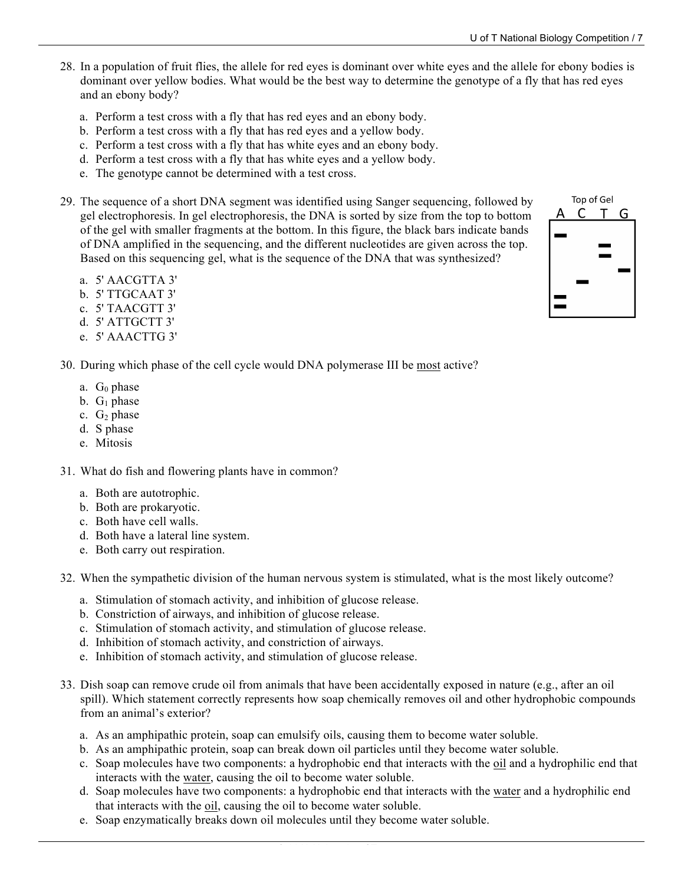28. In a population of fruit flies, the allele for red eyes is dominant over white eyes and the allele for ebony bodies is dominant over yellow bodies. What would be the best way to determine the genotype of a fly that has red eyes and an ebony body?

    a. Perform a test cross with a fly that has red eyes and an ebony body.
    b. Perform a test cross with a fly that has red eyes and a yellow body.
    c. Perform a test cross with a fly that has white eyes and an ebony body.
    d. Perform a test cross with a fly that has white eyes and a yellow body.
    e. The genotype cannot be determined with a test cross.

29. The sequence of a short DNA segment was identified using Sanger sequencing, followed by gel electrophoresis. In gel electrophoresis, the DNA is sorted by size from the top to bottom of the gel with smaller fragments at the bottom. In this figure, the black bars indicate bands of DNA amplified in the sequencing, and the different nucleotides are given across the top. Based on this sequencing gel, what is the sequence of the DNA that was synthesized?

    Top of Gel

    | A | C | T | G |
    |---|---|---|---|
    | ▬ | | | |
    | | | ▬ | |
    | | | ▬ | |
    | | | | ▬ |
    | | ▬ | | |
    | ▬ | | | |
    | ▬ | | | |

    a. 5' AACGTTA 3'
    b. 5' TTGCAAT 3'
    c. 5' TAACGTT 3'
    d. 5' ATTGCTT 3'
    e. 5' AAACTTG 3'

30. During which phase of the cell cycle would DNA polymerase III be most active?

    a. $G_0$ phase
    b. $G_1$ phase
    c. $G_2$ phase
    d. S phase
    e. Mitosis

31. What do fish and flowering plants have in common?

    a. Both are autotrophic.
    b. Both are prokaryotic.
    c. Both have cell walls.
    d. Both have a lateral line system.
    e. Both carry out respiration.

32. When the sympathetic division of the human nervous system is stimulated, what is the most likely outcome?

    a. Stimulation of stomach activity, and inhibition of glucose release.
    b. Constriction of airways, and inhibition of glucose release.
    c. Stimulation of stomach activity, and stimulation of glucose release.
    d. Inhibition of stomach activity, and constriction of airways.
    e. Inhibition of stomach activity, and stimulation of glucose release.

33. Dish soap can remove crude oil from animals that have been accidentally exposed in nature (e.g., after an oil spill). Which statement correctly represents how soap chemically removes oil and other hydrophobic compounds from an animal's exterior?

    a. As an amphipathic protein, soap can emulsify oils, causing them to become water soluble.
    b. As an amphipathic protein, soap can break down oil particles until they become water soluble.
    c. Soap molecules have two components: a hydrophobic end that interacts with the oil and a hydrophilic end that interacts with the water, causing the oil to become water soluble.
    d. Soap molecules have two components: a hydrophobic end that interacts with the water and a hydrophilic end that interacts with the oil, causing the oil to become water soluble.
    e. Soap enzymatically breaks down oil molecules until they become water soluble.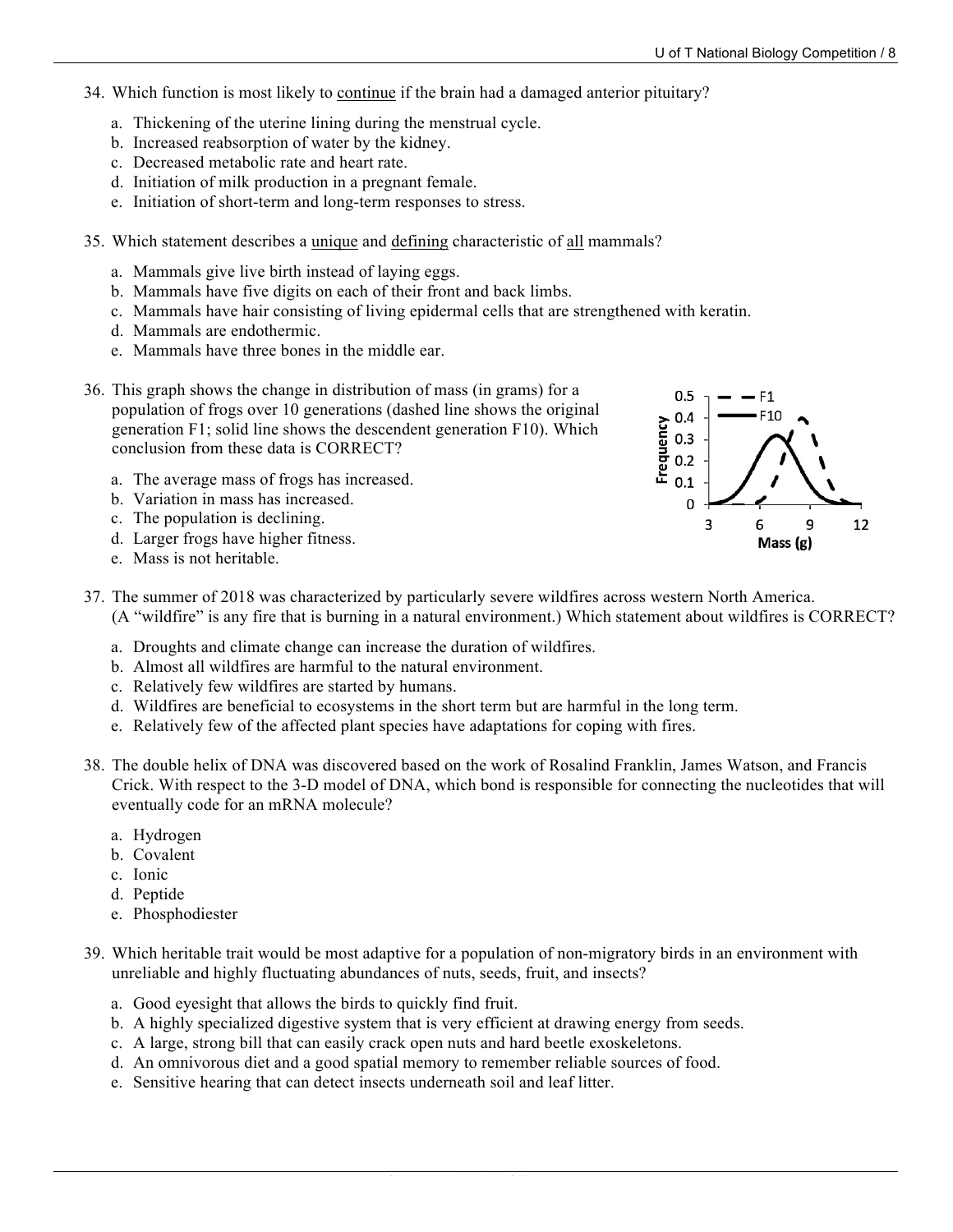34. Which function is most likely to continue if the brain had a damaged anterior pituitary?

    a. Thickening of the uterine lining during the menstrual cycle.
    b. Increased reabsorption of water by the kidney.
    c. Decreased metabolic rate and heart rate.
    d. Initiation of milk production in a pregnant female.
    e. Initiation of short-term and long-term responses to stress.

35. Which statement describes a unique and defining characteristic of all mammals?

    a. Mammals give live birth instead of laying eggs.
    b. Mammals have five digits on each of their front and back limbs.
    c. Mammals have hair consisting of living epidermal cells that are strengthened with keratin.
    d. Mammals are endothermic.
    e. Mammals have three bones in the middle ear.

36. This graph shows the change in distribution of mass (in grams) for a population of frogs over 10 generations (dashed line shows the original generation F1; solid line shows the descendent generation F10). Which conclusion from these data is CORRECT?

    a. The average mass of frogs has increased.
    b. Variation in mass has increased.
    c. The population is declining.
    d. Larger frogs have higher fitness.
    e. Mass is not heritable.

37. The summer of 2018 was characterized by particularly severe wildfires across western North America. (A "wildfire" is any fire that is burning in a natural environment.) Which statement about wildfires is CORRECT?

    a. Droughts and climate change can increase the duration of wildfires.
    b. Almost all wildfires are harmful to the natural environment.
    c. Relatively few wildfires are started by humans.
    d. Wildfires are beneficial to ecosystems in the short term but are harmful in the long term.
    e. Relatively few of the affected plant species have adaptations for coping with fires.

38. The double helix of DNA was discovered based on the work of Rosalind Franklin, James Watson, and Francis Crick. With respect to the 3-D model of DNA, which bond is responsible for connecting the nucleotides that will eventually code for an mRNA molecule?

    a. Hydrogen
    b. Covalent
    c. Ionic
    d. Peptide
    e. Phosphodiester

39. Which heritable trait would be most adaptive for a population of non-migratory birds in an environment with unreliable and highly fluctuating abundances of nuts, seeds, fruit, and insects?

    a. Good eyesight that allows the birds to quickly find fruit.
    b. A highly specialized digestive system that is very efficient at drawing energy from seeds.
    c. A large, strong bill that can easily crack open nuts and hard beetle exoskeletons.
    d. An omnivorous diet and a good spatial memory to remember reliable sources of food.
    e. Sensitive hearing that can detect insects underneath soil and leaf litter.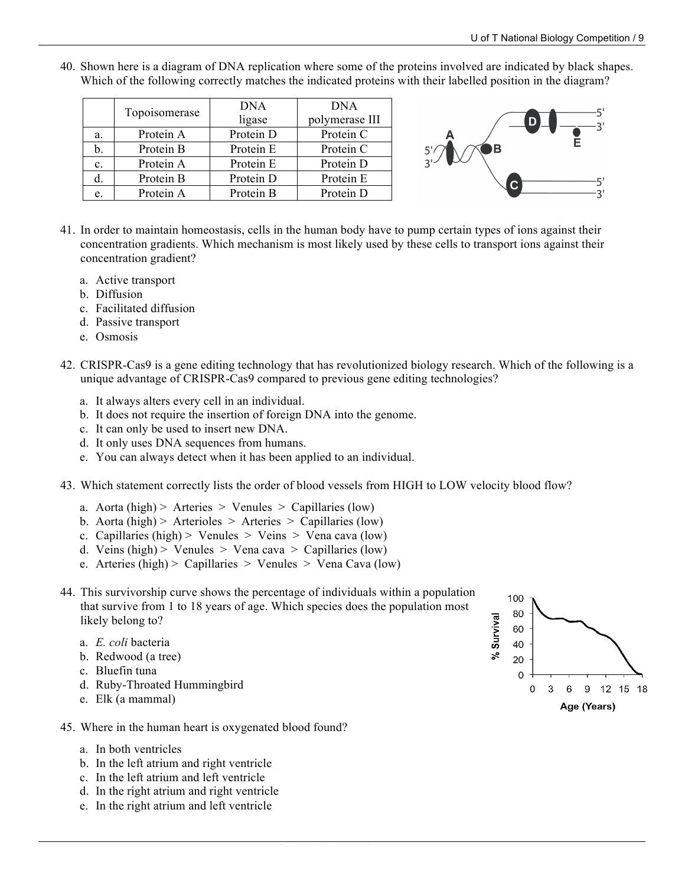40. Shown here is a diagram of DNA replication where some of the proteins involved are indicated by black shapes. Which of the following correctly matches the indicated proteins with their labelled position in the diagram?

| | Topoisomerase | DNA ligase | DNA polymerase III |
|---|---|---|---|
| a. | Protein A | Protein D | Protein C |
| b. | Protein B | Protein E | Protein C |
| c. | Protein A | Protein E | Protein D |
| d. | Protein B | Protein D | Protein E |
| e. | Protein A | Protein B | Protein D |

41. In order to maintain homeostasis, cells in the human body have to pump certain types of ions against their concentration gradients. Which mechanism is most likely used by these cells to transport ions against their concentration gradient?

   a. Active transport
   b. Diffusion
   c. Facilitated diffusion
   d. Passive transport
   e. Osmosis

42. CRISPR-Cas9 is a gene editing technology that has revolutionized biology research. Which of the following is a unique advantage of CRISPR-Cas9 compared to previous gene editing technologies?

   a. It always alters every cell in an individual.
   b. It does not require the insertion of foreign DNA into the genome.
   c. It can only be used to insert new DNA.
   d. It only uses DNA sequences from humans.
   e. You can always detect when it has been applied to an individual.

43. Which statement correctly lists the order of blood vessels from HIGH to LOW velocity blood flow?

   a. Aorta (high) > Arteries > Venules > Capillaries (low)
   b. Aorta (high) > Arterioles > Arteries > Capillaries (low)
   c. Capillaries (high) > Venules > Veins > Vena cava (low)
   d. Veins (high) > Venules > Vena cava > Capillaries (low)
   e. Arteries (high) > Capillaries > Venules > Vena Cava (low)

44. This survivorship curve shows the percentage of individuals within a population that survive from 1 to 18 years of age. Which species does the population most likely belong to?

   a. *E. coli* bacteria
   b. Redwood (a tree)
   c. Bluefin tuna
   d. Ruby-Throated Hummingbird
   e. Elk (a mammal)

45. Where in the human heart is oxygenated blood found?

   a. In both ventricles
   b. In the left atrium and right ventricle
   c. In the left atrium and left ventricle
   d. In the right atrium and right ventricle
   e. In the right atrium and left ventricle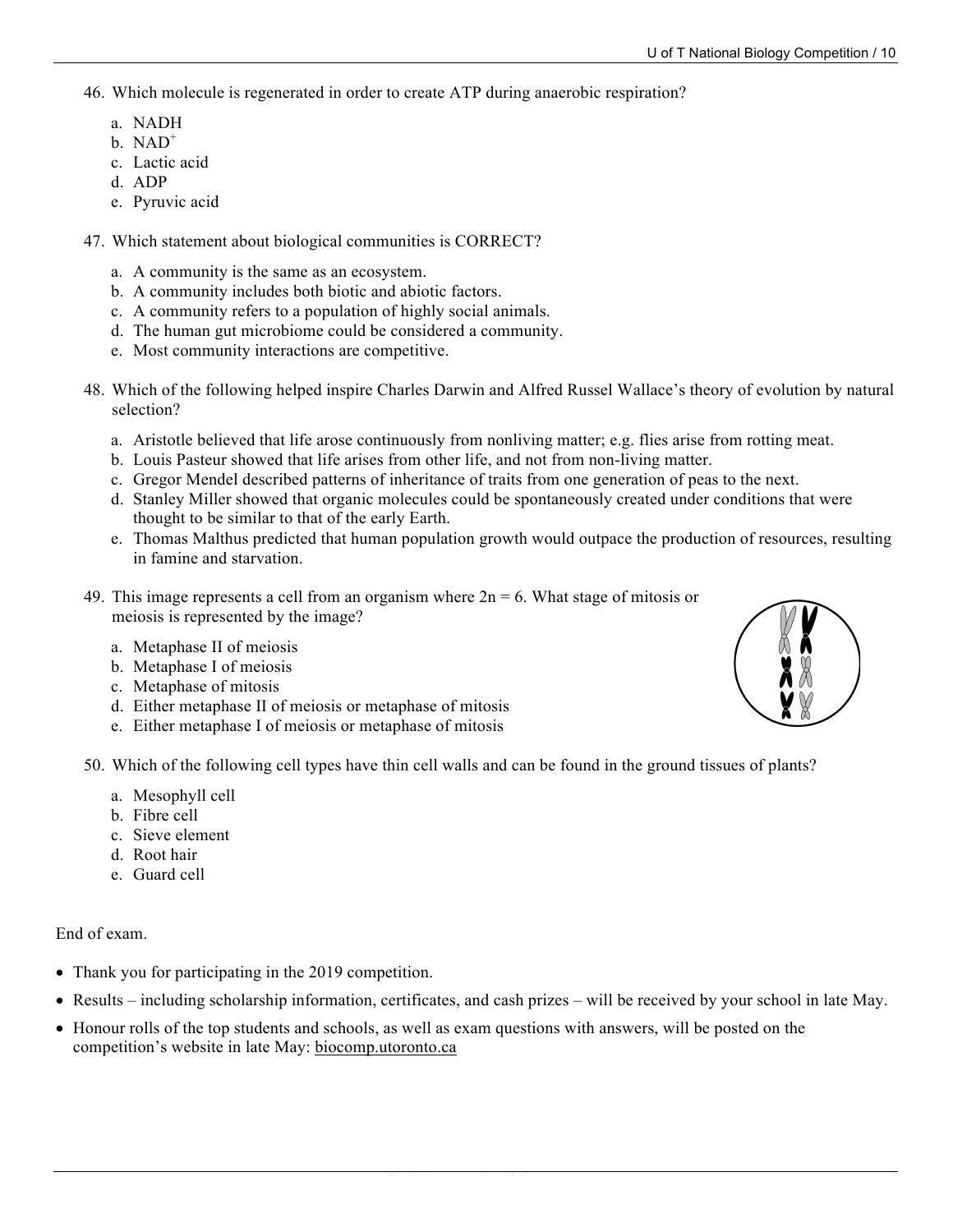46. Which molecule is regenerated in order to create ATP during anaerobic respiration?

   a. NADH
   b. $NAD^+$
   c. Lactic acid
   d. ADP
   e. Pyruvic acid

47. Which statement about biological communities is CORRECT?

   a. A community is the same as an ecosystem.
   b. A community includes both biotic and abiotic factors.
   c. A community refers to a population of highly social animals.
   d. The human gut microbiome could be considered a community.
   e. Most community interactions are competitive.

48. Which of the following helped inspire Charles Darwin and Alfred Russel Wallace's theory of evolution by natural selection?

   a. Aristotle believed that life arose continuously from nonliving matter; e.g. flies arise from rotting meat.
   b. Louis Pasteur showed that life arises from other life, and not from non-living matter.
   c. Gregor Mendel described patterns of inheritance of traits from one generation of peas to the next.
   d. Stanley Miller showed that organic molecules could be spontaneously created under conditions that were thought to be similar to that of the early Earth.
   e. Thomas Malthus predicted that human population growth would outpace the production of resources, resulting in famine and starvation.

49. This image represents a cell from an organism where $2n = 6$. What stage of mitosis or meiosis is represented by the image?

   a. Metaphase II of meiosis
   b. Metaphase I of meiosis
   c. Metaphase of mitosis
   d. Either metaphase II of meiosis or metaphase of mitosis
   e. Either metaphase I of meiosis or metaphase of mitosis

50. Which of the following cell types have thin cell walls and can be found in the ground tissues of plants?

   a. Mesophyll cell
   b. Fibre cell
   c. Sieve element
   d. Root hair
   e. Guard cell

End of exam.

- Thank you for participating in the 2019 competition.
- Results – including scholarship information, certificates, and cash prizes – will be received by your school in late May.
- Honour rolls of the top students and schools, as well as exam questions with answers, will be posted on the competition's website in late May: biocomp.utoronto.ca